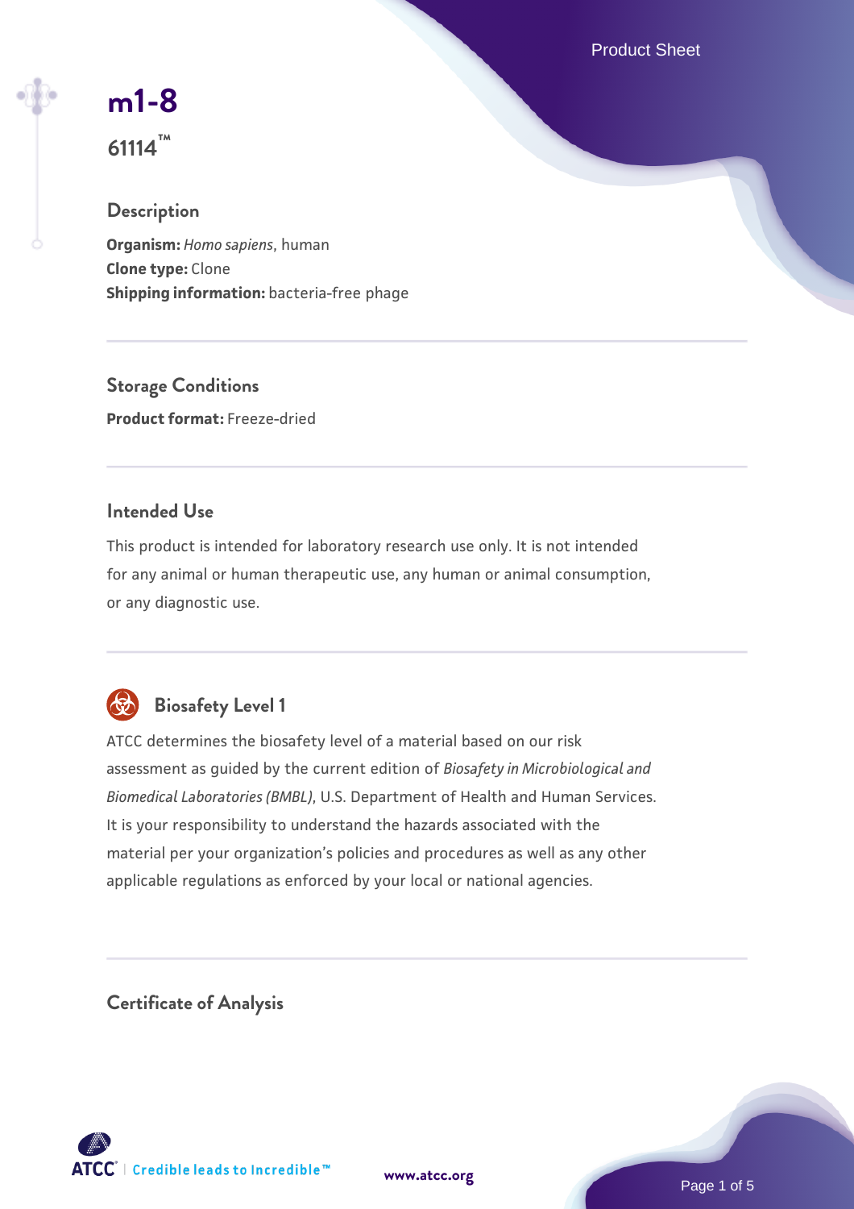# m1-8

## 61114™

### Description

**Organism:** *Homo sapiens*, human
**Clone type:** Clone
**Shipping information:** bacteria-free phage

### Storage Conditions

**Product format:** Freeze-dried

### Intended Use

This product is intended for laboratory research use only. It is not intended for any animal or human therapeutic use, any human or animal consumption, or any diagnostic use.

### Biosafety Level 1

ATCC determines the biosafety level of a material based on our risk assessment as guided by the current edition of *Biosafety in Microbiological and Biomedical Laboratories (BMBL)*, U.S. Department of Health and Human Services. It is your responsibility to understand the hazards associated with the material per your organization's policies and procedures as well as any other applicable regulations as enforced by your local or national agencies.

### Certificate of Analysis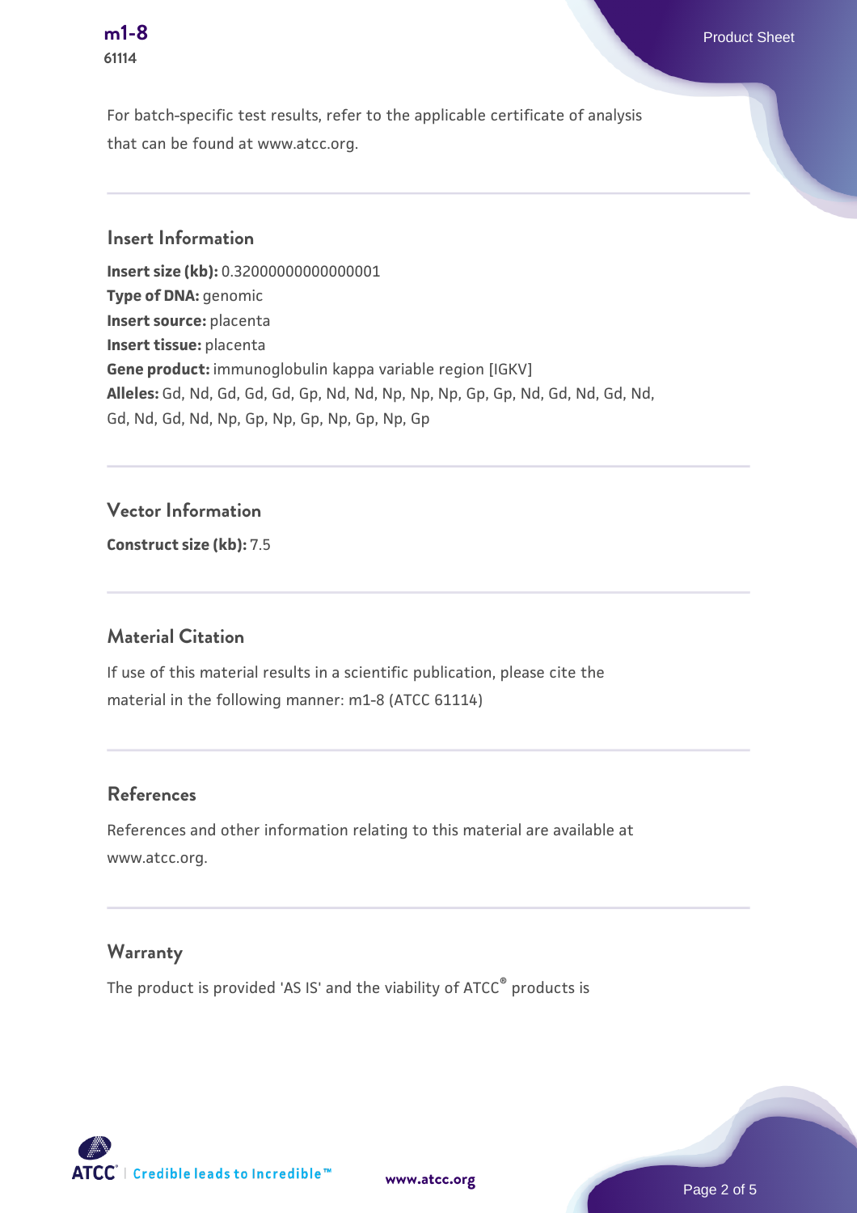For batch-specific test results, refer to the applicable certificate of analysis that can be found at www.atcc.org.

## Insert Information

**Insert size (kb):** 0.32000000000000001
**Type of DNA:** genomic
**Insert source:** placenta
**Insert tissue:** placenta
**Gene product:** immunoglobulin kappa variable region [IGKV]
**Alleles:** Gd, Nd, Gd, Gd, Gd, Gp, Nd, Nd, Np, Np, Np, Gp, Gp, Nd, Gd, Nd, Gd, Nd, Gd, Nd, Gd, Nd, Np, Gp, Np, Gp, Np, Gp, Np, Gp

## Vector Information

**Construct size (kb):** 7.5

## Material Citation

If use of this material results in a scientific publication, please cite the material in the following manner: m1-8 (ATCC 61114)

## References

References and other information relating to this material are available at www.atcc.org.

## Warranty

The product is provided 'AS IS' and the viability of ATCC® products is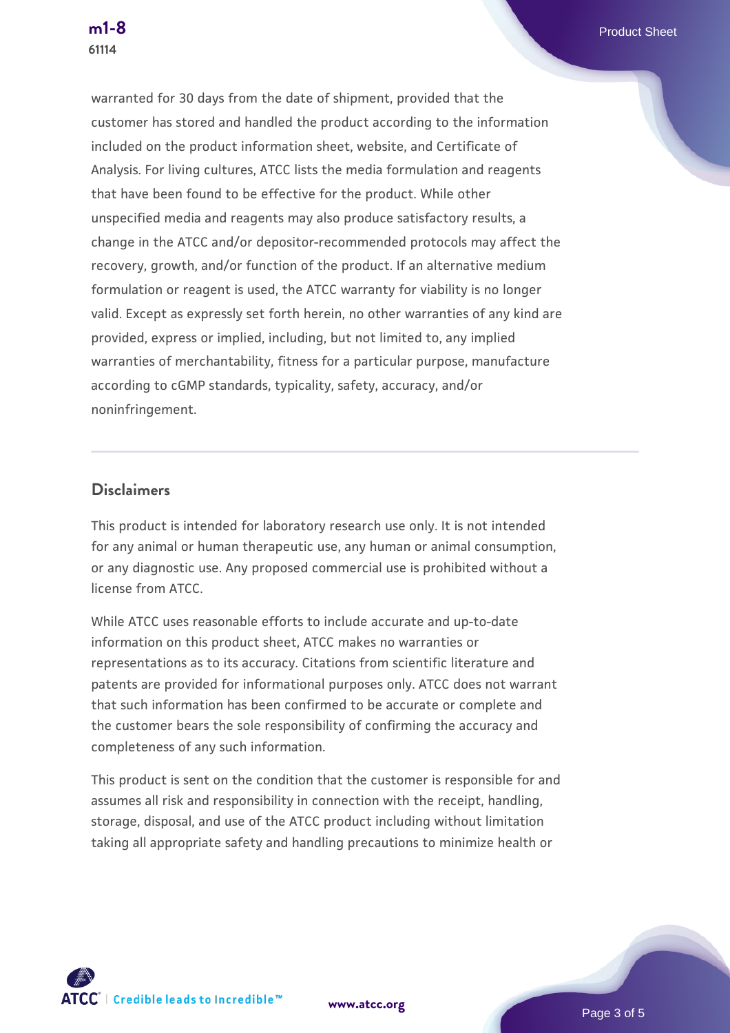warranted for 30 days from the date of shipment, provided that the customer has stored and handled the product according to the information included on the product information sheet, website, and Certificate of Analysis. For living cultures, ATCC lists the media formulation and reagents that have been found to be effective for the product. While other unspecified media and reagents may also produce satisfactory results, a change in the ATCC and/or depositor-recommended protocols may affect the recovery, growth, and/or function of the product. If an alternative medium formulation or reagent is used, the ATCC warranty for viability is no longer valid. Except as expressly set forth herein, no other warranties of any kind are provided, express or implied, including, but not limited to, any implied warranties of merchantability, fitness for a particular purpose, manufacture according to cGMP standards, typicality, safety, accuracy, and/or noninfringement.

## Disclaimers

This product is intended for laboratory research use only. It is not intended for any animal or human therapeutic use, any human or animal consumption, or any diagnostic use. Any proposed commercial use is prohibited without a license from ATCC.

While ATCC uses reasonable efforts to include accurate and up-to-date information on this product sheet, ATCC makes no warranties or representations as to its accuracy. Citations from scientific literature and patents are provided for informational purposes only. ATCC does not warrant that such information has been confirmed to be accurate or complete and the customer bears the sole responsibility of confirming the accuracy and completeness of any such information.

This product is sent on the condition that the customer is responsible for and assumes all risk and responsibility in connection with the receipt, handling, storage, disposal, and use of the ATCC product including without limitation taking all appropriate safety and handling precautions to minimize health or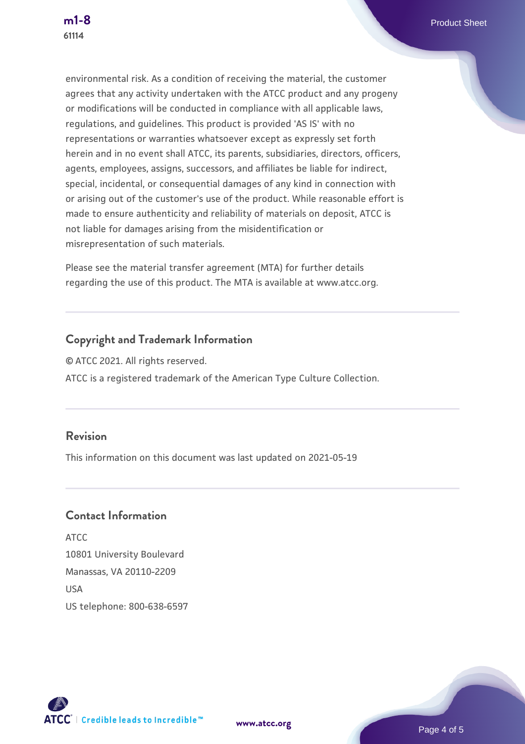environmental risk. As a condition of receiving the material, the customer agrees that any activity undertaken with the ATCC product and any progeny or modifications will be conducted in compliance with all applicable laws, regulations, and guidelines. This product is provided 'AS IS' with no representations or warranties whatsoever except as expressly set forth herein and in no event shall ATCC, its parents, subsidiaries, directors, officers, agents, employees, assigns, successors, and affiliates be liable for indirect, special, incidental, or consequential damages of any kind in connection with or arising out of the customer's use of the product. While reasonable effort is made to ensure authenticity and reliability of materials on deposit, ATCC is not liable for damages arising from the misidentification or misrepresentation of such materials.

Please see the material transfer agreement (MTA) for further details regarding the use of this product. The MTA is available at www.atcc.org.

## Copyright and Trademark Information

© ATCC 2021. All rights reserved.

ATCC is a registered trademark of the American Type Culture Collection.

## Revision

This information on this document was last updated on 2021-05-19

## Contact Information

ATCC
10801 University Boulevard
Manassas, VA 20110-2209
USA
US telephone: 800-638-6597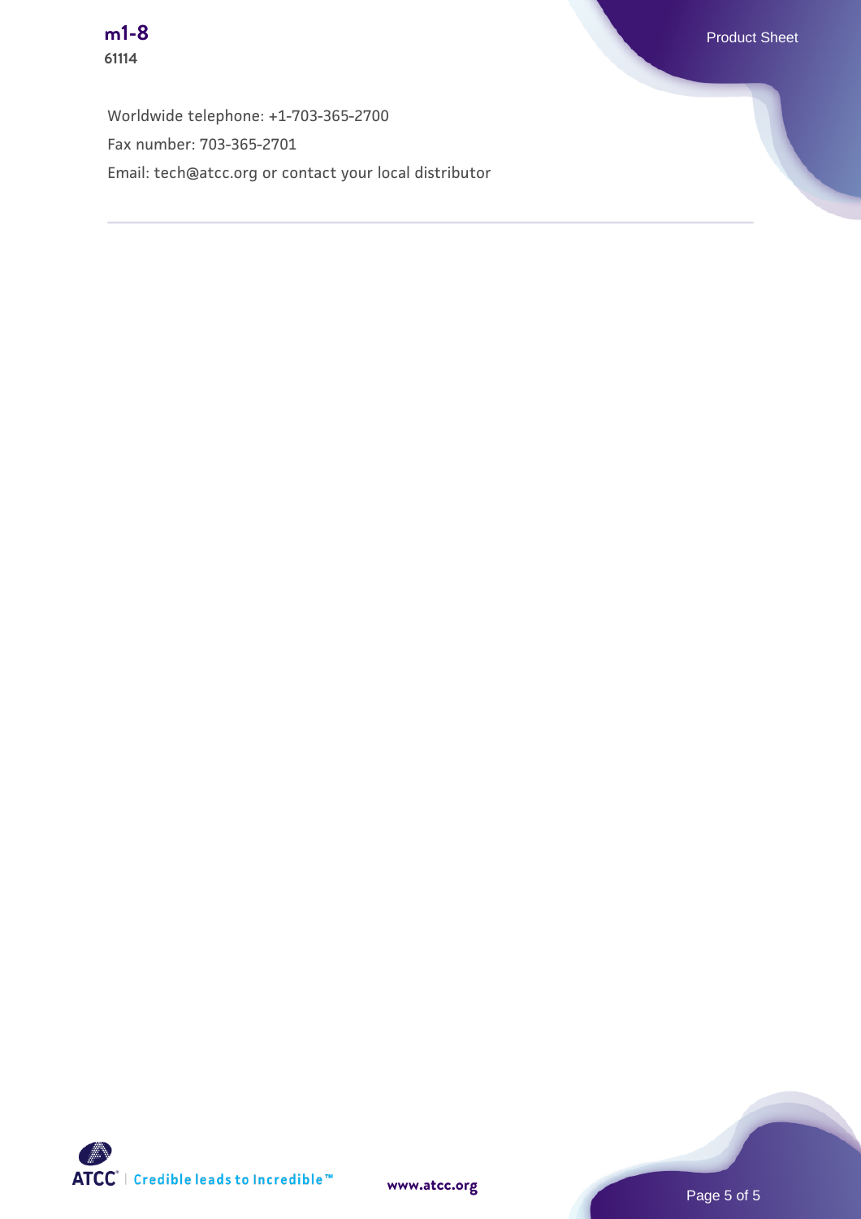Worldwide telephone: +1-703-365-2700

Fax number: 703-365-2701

Email: tech@atcc.org or contact your local distributor